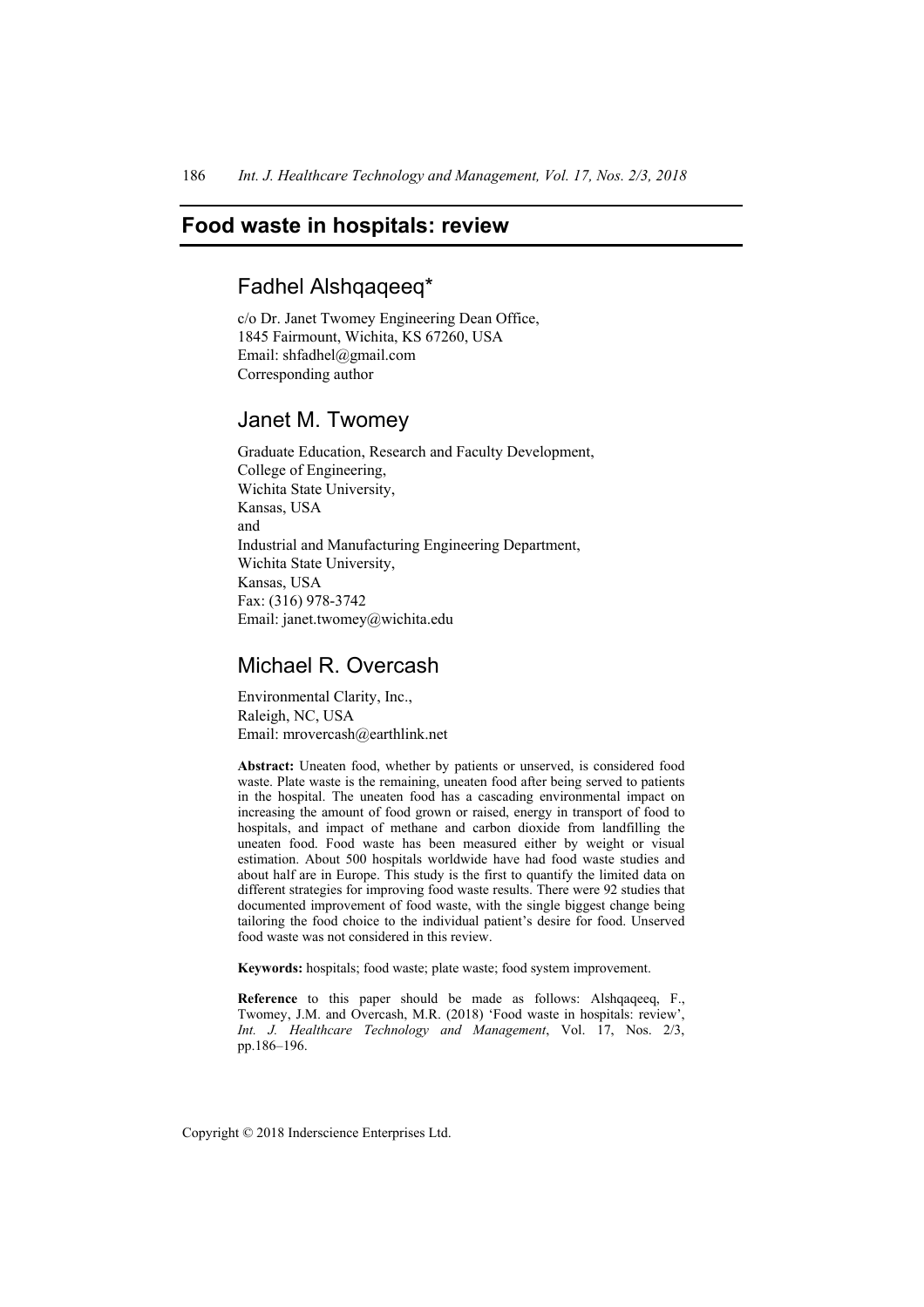# Food waste in hospitals: review

## Fadhel Alshqaqeeq*

c/o Dr. Janet Twomey Engineering Dean Office,
1845 Fairmount, Wichita, KS 67260, USA
Email: shfadhel@gmail.com
Corresponding author

## Janet M. Twomey

Graduate Education, Research and Faculty Development,
College of Engineering,
Wichita State University,
Kansas, USA
and
Industrial and Manufacturing Engineering Department,
Wichita State University,
Kansas, USA
Fax: (316) 978-3742
Email: janet.twomey@wichita.edu

## Michael R. Overcash

Environmental Clarity, Inc.,
Raleigh, NC, USA
Email: mrovercash@earthlink.net

**Abstract:** Uneaten food, whether by patients or unserved, is considered food waste. Plate waste is the remaining, uneaten food after being served to patients in the hospital. The uneaten food has a cascading environmental impact on increasing the amount of food grown or raised, energy in transport of food to hospitals, and impact of methane and carbon dioxide from landfilling the uneaten food. Food waste has been measured either by weight or visual estimation. About 500 hospitals worldwide have had food waste studies and about half are in Europe. This study is the first to quantify the limited data on different strategies for improving food waste results. There were 92 studies that documented improvement of food waste, with the single biggest change being tailoring the food choice to the individual patient's desire for food. Unserved food waste was not considered in this review.

**Keywords:** hospitals; food waste; plate waste; food system improvement.

**Reference** to this paper should be made as follows: Alshqaqeeq, F., Twomey, J.M. and Overcash, M.R. (2018) 'Food waste in hospitals: review', *Int. J. Healthcare Technology and Management*, Vol. 17, Nos. 2/3, pp.186–196.

Copyright © 2018 Inderscience Enterprises Ltd.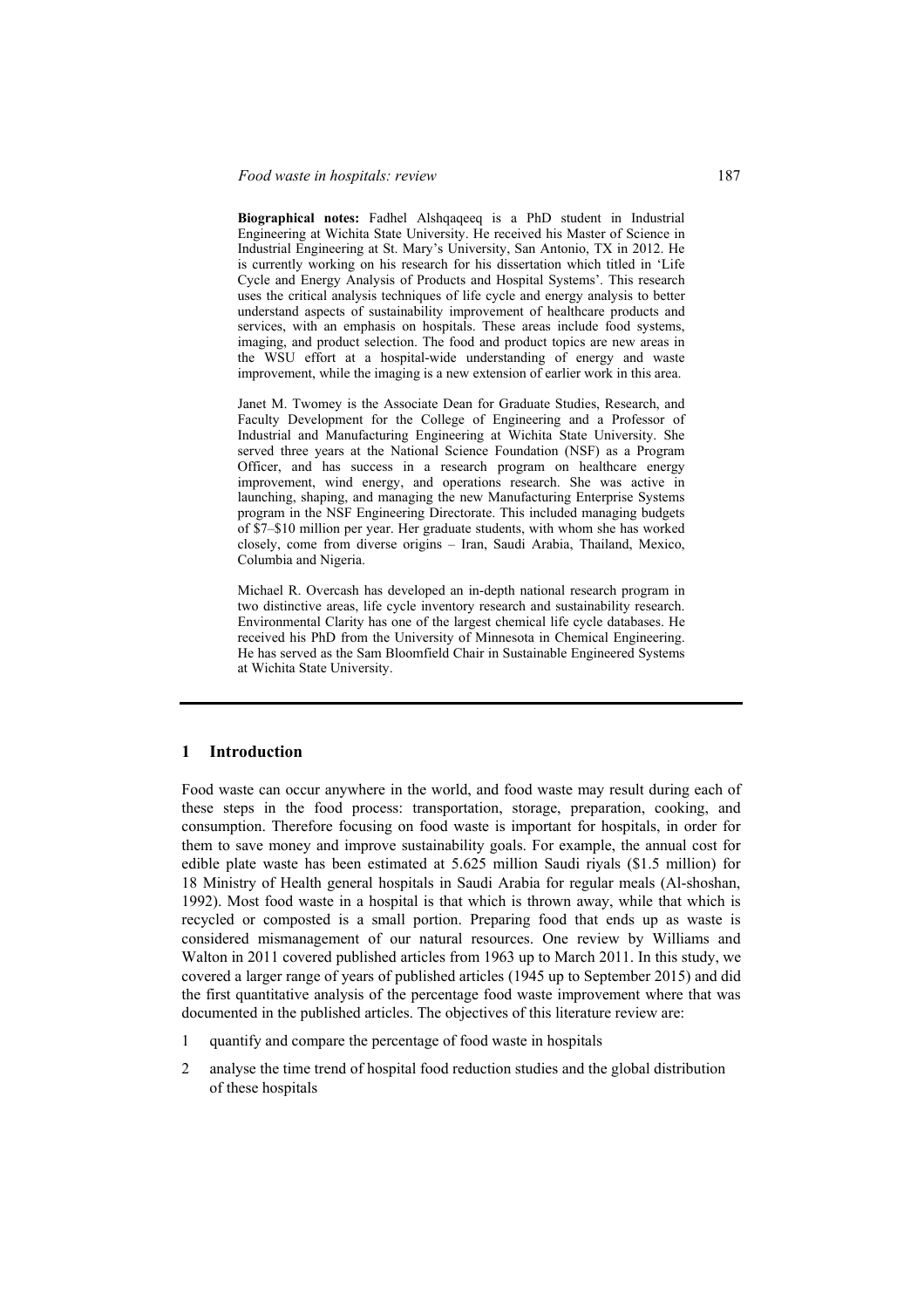**Biographical notes:** Fadhel Alshqaqeeq is a PhD student in Industrial Engineering at Wichita State University. He received his Master of Science in Industrial Engineering at St. Mary's University, San Antonio, TX in 2012. He is currently working on his research for his dissertation which titled in 'Life Cycle and Energy Analysis of Products and Hospital Systems'. This research uses the critical analysis techniques of life cycle and energy analysis to better understand aspects of sustainability improvement of healthcare products and services, with an emphasis on hospitals. These areas include food systems, imaging, and product selection. The food and product topics are new areas in the WSU effort at a hospital-wide understanding of energy and waste improvement, while the imaging is a new extension of earlier work in this area.

Janet M. Twomey is the Associate Dean for Graduate Studies, Research, and Faculty Development for the College of Engineering and a Professor of Industrial and Manufacturing Engineering at Wichita State University. She served three years at the National Science Foundation (NSF) as a Program Officer, and has success in a research program on healthcare energy improvement, wind energy, and operations research. She was active in launching, shaping, and managing the new Manufacturing Enterprise Systems program in the NSF Engineering Directorate. This included managing budgets of $7–$10 million per year. Her graduate students, with whom she has worked closely, come from diverse origins – Iran, Saudi Arabia, Thailand, Mexico, Columbia and Nigeria.

Michael R. Overcash has developed an in-depth national research program in two distinctive areas, life cycle inventory research and sustainability research. Environmental Clarity has one of the largest chemical life cycle databases. He received his PhD from the University of Minnesota in Chemical Engineering. He has served as the Sam Bloomfield Chair in Sustainable Engineered Systems at Wichita State University.

## 1 Introduction

Food waste can occur anywhere in the world, and food waste may result during each of these steps in the food process: transportation, storage, preparation, cooking, and consumption. Therefore focusing on food waste is important for hospitals, in order for them to save money and improve sustainability goals. For example, the annual cost for edible plate waste has been estimated at 5.625 million Saudi riyals ($1.5 million) for 18 Ministry of Health general hospitals in Saudi Arabia for regular meals (Al-shoshan, 1992). Most food waste in a hospital is that which is thrown away, while that which is recycled or composted is a small portion. Preparing food that ends up as waste is considered mismanagement of our natural resources. One review by Williams and Walton in 2011 covered published articles from 1963 up to March 2011. In this study, we covered a larger range of years of published articles (1945 up to September 2015) and did the first quantitative analysis of the percentage food waste improvement where that was documented in the published articles. The objectives of this literature review are:

1 quantify and compare the percentage of food waste in hospitals

2 analyse the time trend of hospital food reduction studies and the global distribution of these hospitals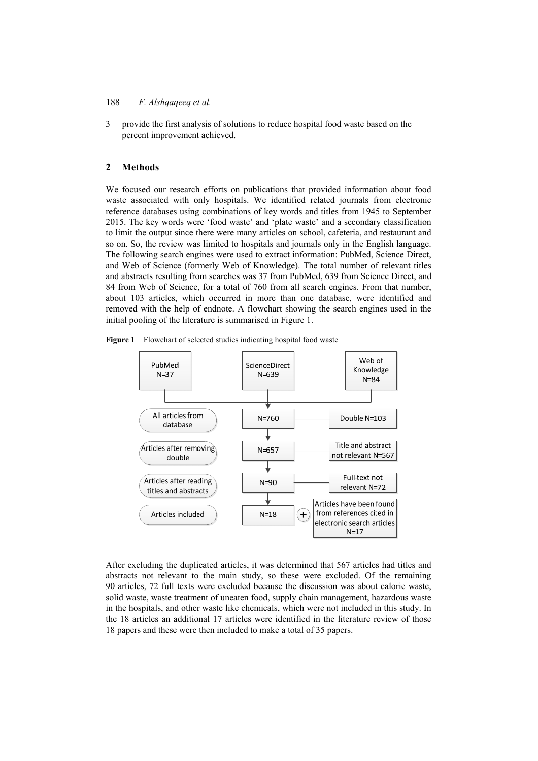3 provide the first analysis of solutions to reduce hospital food waste based on the percent improvement achieved.

## 2 Methods

We focused our research efforts on publications that provided information about food waste associated with only hospitals. We identified related journals from electronic reference databases using combinations of key words and titles from 1945 to September 2015. The key words were 'food waste' and 'plate waste' and a secondary classification to limit the output since there were many articles on school, cafeteria, and restaurant and so on. So, the review was limited to hospitals and journals only in the English language. The following search engines were used to extract information: PubMed, Science Direct, and Web of Science (formerly Web of Knowledge). The total number of relevant titles and abstracts resulting from searches was 37 from PubMed, 639 from Science Direct, and 84 from Web of Science, for a total of 760 from all search engines. From that number, about 103 articles, which occurred in more than one database, were identified and removed with the help of endnote. A flowchart showing the search engines used in the initial pooling of the literature is summarised in Figure 1.

**Figure 1** Flowchart of selected studies indicating hospital food waste

```
PubMed N=37      ScienceDirect N=639      Web of Knowledge N=84
        \                 |                      /
All articles from database                      N=760  ---  Double N=103
Articles after removing double                  N=657  ---  Title and abstract not relevant N=567
Articles after reading titles and abstracts     N=90   ---  Full-text not relevant N=72
Articles included                               N=18   (+)  Articles have been found from references cited in electronic search articles N=17
```

After excluding the duplicated articles, it was determined that 567 articles had titles and abstracts not relevant to the main study, so these were excluded. Of the remaining 90 articles, 72 full texts were excluded because the discussion was about calorie waste, solid waste, waste treatment of uneaten food, supply chain management, hazardous waste in the hospitals, and other waste like chemicals, which were not included in this study. In the 18 articles an additional 17 articles were identified in the literature review of those 18 papers and these were then included to make a total of 35 papers.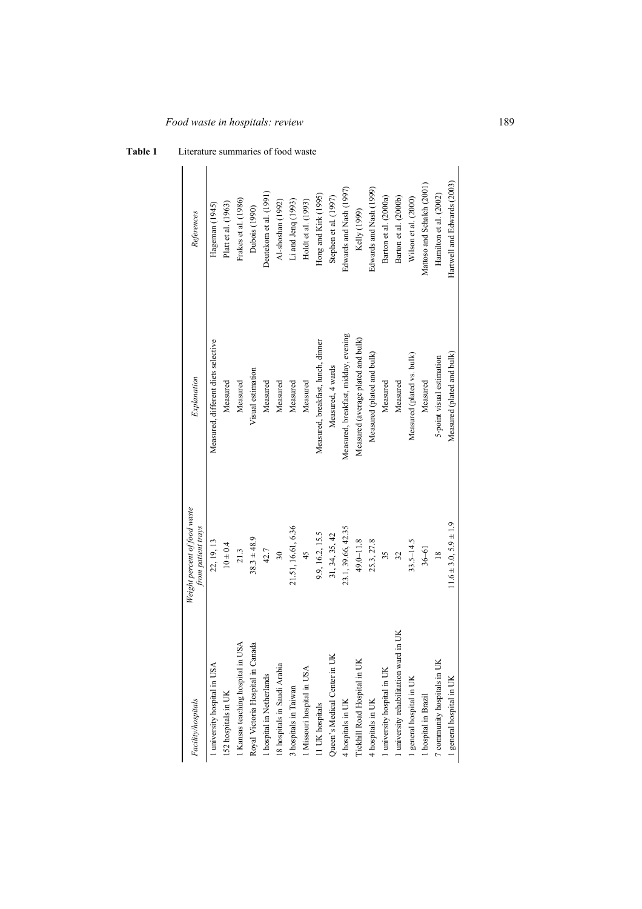**Table 1** Literature summaries of food waste

| Facility/hospitals | Weight percent of food waste from patient trays | Explanation | References |
|---|---|---|---|
| 1 university hospital in USA | 22, 19, 13 | Measured, different diets selective | Hageman (1945) |
| 152 hospitals in UK | 10 ± 0.4 | Measured | Platt et al. (1963) |
| 1 Kansas teaching hospital in USA | 21.3 | Measured | Frakes et al. (1986) |
| Royal Victoria Hospital in Canada | 38.3 ± 48.9 | Visual estimation | Dubois (1990) |
| 1 hospital in Netherlands | 42.7 | Measured | Deutekom et al. (1991) |
| 18 hospitals in Saudi Arabia | 30 | Measured | Al-shoshan (1992) |
| 3 hospitals in Taiwan | 21.51, 16.61, 6.36 | Measured | Li and Jenq (1993) |
| 1 Missouri hospital in USA | 45 | Measured | Holdt et al. (1993) |
| 11 UK hospitals | 9.9, 16.2, 15.5 | Measured, breakfast, lunch, dinner | Hong and Kirk (1995) |
| Queen's Medical Center in UK | 31, 34, 35, 42 | Measured, 4 wards | Stephen et al. (1997) |
| 4 hospitals in UK | 23.1, 39.66, 42.35 | Measured, breakfast, midday, evening | Edwards and Nash (1997) |
| Tickhill Road Hospital in UK | 49.0–11.8 | Measured (average plated and bulk) | Kelly (1999) |
| 4 hospitals in UK | 25.3, 27.8 | Measured (plated and bulk) | Edwards and Nash (1999) |
| 1 university hospital in UK | 35 | Measured | Barton et al. (2000a) |
| 1 university rehabilitation ward in UK | 32 | Measured | Barton et al. (2000b) |
| 1 general hospital in UK | 33.5–14.5 | Measured (plated vs. bulk) | Wilson et al. (2000) |
| 1 hospital in Brazil | 36–61 | Measured | Mattoso and Schalch (2001) |
| 7 community hospitals in UK | 18 | 5-point visual estimation | Hamilton et al. (2002) |
| 1 general hospital in UK | 11.6 ± 3.0, 5.9 ± 1.9 | Measured (plated and bulk) | Hartwell and Edwards (2003) |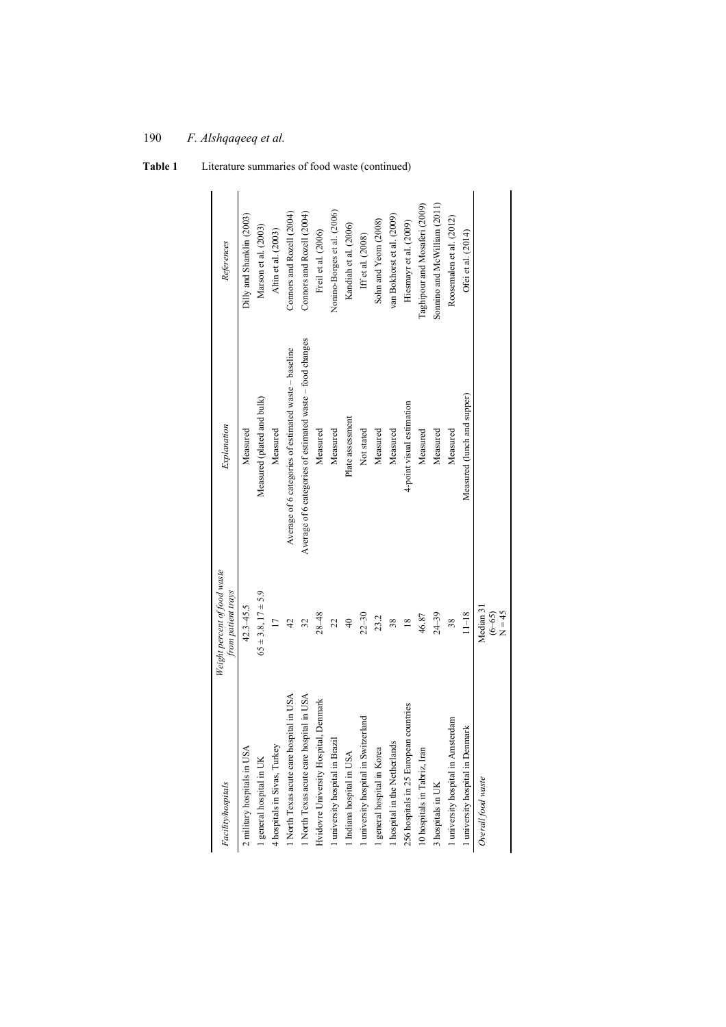**Table 1** Literature summaries of food waste (continued)

| Facility/hospitals | Weight percent of food waste from patient trays | Explanation | References |
|---|---|---|---|
| 2 military hospitals in USA | 42.3–45.5 | Measured | Dilly and Shanklin (2003) |
| 1 general hospital in UK | $65 \pm 3.8$, $17 \pm 5.9$ | Measured (plated and bulk) | Marson et al. (2003) |
| 4 hospitals in Sivas, Turkey | 17 | Measured | Altin et al. (2003) |
| 1 North Texas acute care hospital in USA | 42 | Average of 6 categories of estimated waste – baseline | Connors and Rozell (2004) |
| 1 North Texas acute care hospital in USA | 32 | Average of 6 categories of estimated waste – food changes | Connors and Rozell (2004) |
| Hvidovre University Hospital, Denmark | 28–48 | Measured | Freil et al. (2006) |
| 1 university hospital in Brazil | 22 | Measured | Nonino-Borges et al. (2006) |
| 1 Indiana hospital in USA | 40 | Plate assessment | Kandiah et al. (2006) |
| 1 university hospital in Switzerland | 22–30 | Not stated | Iff et al. (2008) |
| 1 general hospital in Korea | 23.2 | Measured | Sohn and Yeom (2008) |
| 1 hospital in the Netherlands | 38 | Measured | van Bokhorst et al. (2009) |
| 256 hospitals in 25 European countries | 18 | 4-point visual estimation | Hiesmayr et al. (2009) |
| 10 hospitals in Tabriz, Iran | 46.87 | Measured | Taghipour and Mosaferi (2009) |
| 3 hospitals in UK | 24–39 | Measured | Sonnino and McWilliam (2011) |
| 1 university hospital in Amsterdam | 38 | Measured | Roosemalen et al. (2012) |
| 1 university hospital in Denmark | 11–18 | Measured (lunch and supper) | Ofei et al. (2014) |
| *Overall food waste* | Median 31 (6–65) N = 45 | | |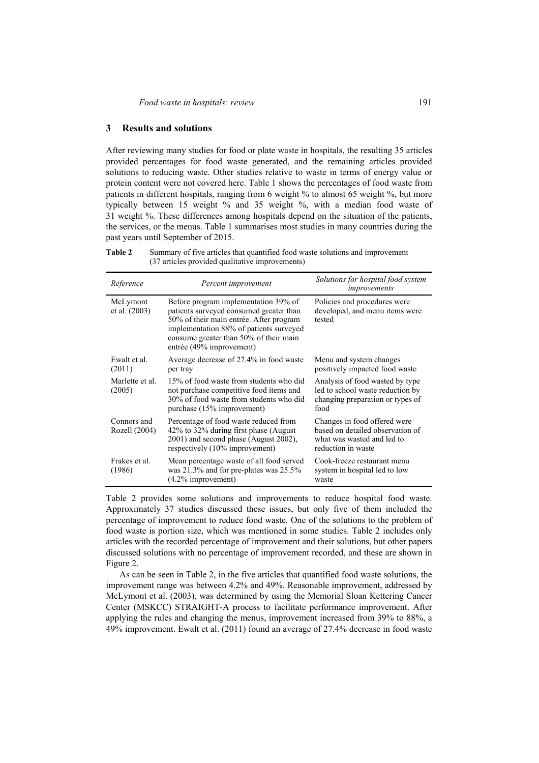## 3 Results and solutions

After reviewing many studies for food or plate waste in hospitals, the resulting 35 articles provided percentages for food waste generated, and the remaining articles provided solutions to reducing waste. Other studies relative to waste in terms of energy value or protein content were not covered here. Table 1 shows the percentages of food waste from patients in different hospitals, ranging from 6 weight % to almost 65 weight %, but more typically between 15 weight % and 35 weight %, with a median food waste of 31 weight %. These differences among hospitals depend on the situation of the patients, the services, or the menus. Table 1 summarises most studies in many countries during the past years until September of 2015.

**Table 2** Summary of five articles that quantified food waste solutions and improvement (37 articles provided qualitative improvements)

| *Reference* | *Percent improvement* | *Solutions for hospital food system improvements* |
|---|---|---|
| McLymont et al. (2003) | Before program implementation 39% of patients surveyed consumed greater than 50% of their main entrée. After program implementation 88% of patients surveyed consume greater than 50% of their main entrée (49% improvement) | Policies and procedures were developed, and menu items were tested |
| Ewalt et al. (2011) | Average decrease of 27.4% in food waste per tray | Menu and system changes positively impacted food waste |
| Marlette et al. (2005) | 15% of food waste from students who did not purchase competitive food items and 30% of food waste from students who did purchase (15% improvement) | Analysis of food wasted by type led to school waste reduction by changing preparation or types of food |
| Connors and Rozell (2004) | Percentage of food waste reduced from 42% to 32% during first phase (August 2001) and second phase (August 2002), respectively (10% improvement) | Changes in food offered were based on detailed observation of what was wasted and led to reduction in waste |
| Frakes et al. (1986) | Mean percentage waste of all food served was 21.3% and for pre-plates was 25.5% (4.2% improvement) | Cook-freeze restaurant menu system in hospital led to low waste |

Table 2 provides some solutions and improvements to reduce hospital food waste. Approximately 37 studies discussed these issues, but only five of them included the percentage of improvement to reduce food waste. One of the solutions to the problem of food waste is portion size, which was mentioned in some studies. Table 2 includes only articles with the recorded percentage of improvement and their solutions, but other papers discussed solutions with no percentage of improvement recorded, and these are shown in Figure 2.

As can be seen in Table 2, in the five articles that quantified food waste solutions, the improvement range was between 4.2% and 49%. Reasonable improvement, addressed by McLymont et al. (2003), was determined by using the Memorial Sloan Kettering Cancer Center (MSKCC) STRAIGHT-A process to facilitate performance improvement. After applying the rules and changing the menus, improvement increased from 39% to 88%, a 49% improvement. Ewalt et al. (2011) found an average of 27.4% decrease in food waste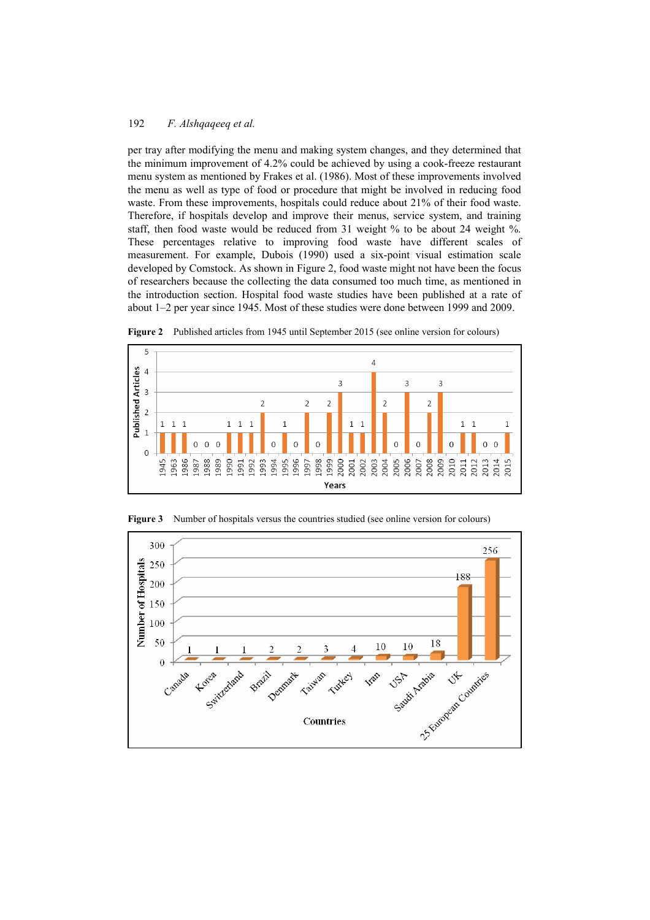per tray after modifying the menu and making system changes, and they determined that the minimum improvement of 4.2% could be achieved by using a cook-freeze restaurant menu system as mentioned by Frakes et al. (1986). Most of these improvements involved the menu as well as type of food or procedure that might be involved in reducing food waste. From these improvements, hospitals could reduce about 21% of their food waste. Therefore, if hospitals develop and improve their menus, service system, and training staff, then food waste would be reduced from 31 weight % to be about 24 weight %. These percentages relative to improving food waste have different scales of measurement. For example, Dubois (1990) used a six-point visual estimation scale developed by Comstock. As shown in Figure 2, food waste might not have been the focus of researchers because the collecting the data consumed too much time, as mentioned in the introduction section. Hospital food waste studies have been published at a rate of about 1–2 per year since 1945. Most of these studies were done between 1999 and 2009.

**Figure 2** Published articles from 1945 until September 2015 (see online version for colours)

**Figure 3** Number of hospitals versus the countries studied (see online version for colours)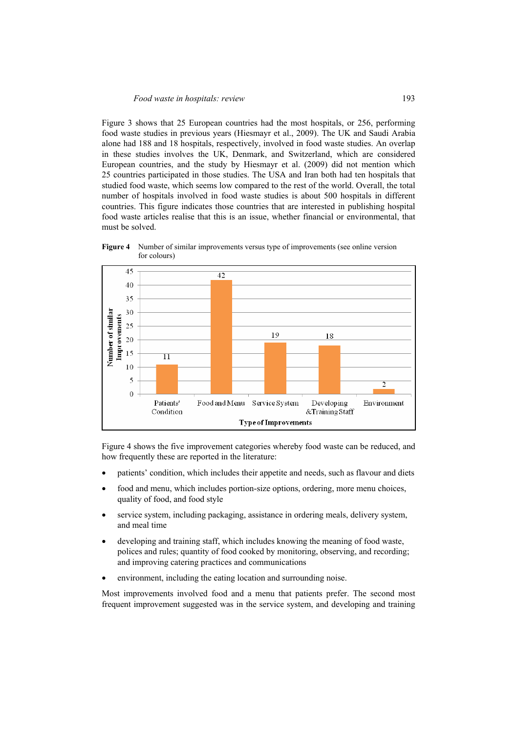Figure 3 shows that 25 European countries had the most hospitals, or 256, performing food waste studies in previous years (Hiesmayr et al., 2009). The UK and Saudi Arabia alone had 188 and 18 hospitals, respectively, involved in food waste studies. An overlap in these studies involves the UK, Denmark, and Switzerland, which are considered European countries, and the study by Hiesmayr et al. (2009) did not mention which 25 countries participated in those studies. The USA and Iran both had ten hospitals that studied food waste, which seems low compared to the rest of the world. Overall, the total number of hospitals involved in food waste studies is about 500 hospitals in different countries. This figure indicates those countries that are interested in publishing hospital food waste articles realise that this is an issue, whether financial or environmental, that must be solved.

**Figure 4** Number of similar improvements versus type of improvements (see online version for colours)

| Type of Improvements | Number of similar Improvements |
|---|---|
| Patients' Condition | 11 |
| Food and Menu | 42 |
| Service System | 19 |
| Developing &Training Staff | 18 |
| Environment | 2 |

Figure 4 shows the five improvement categories whereby food waste can be reduced, and how frequently these are reported in the literature:

- patients' condition, which includes their appetite and needs, such as flavour and diets
- food and menu, which includes portion-size options, ordering, more menu choices, quality of food, and food style
- service system, including packaging, assistance in ordering meals, delivery system, and meal time
- developing and training staff, which includes knowing the meaning of food waste, polices and rules; quantity of food cooked by monitoring, observing, and recording; and improving catering practices and communications
- environment, including the eating location and surrounding noise.

Most improvements involved food and a menu that patients prefer. The second most frequent improvement suggested was in the service system, and developing and training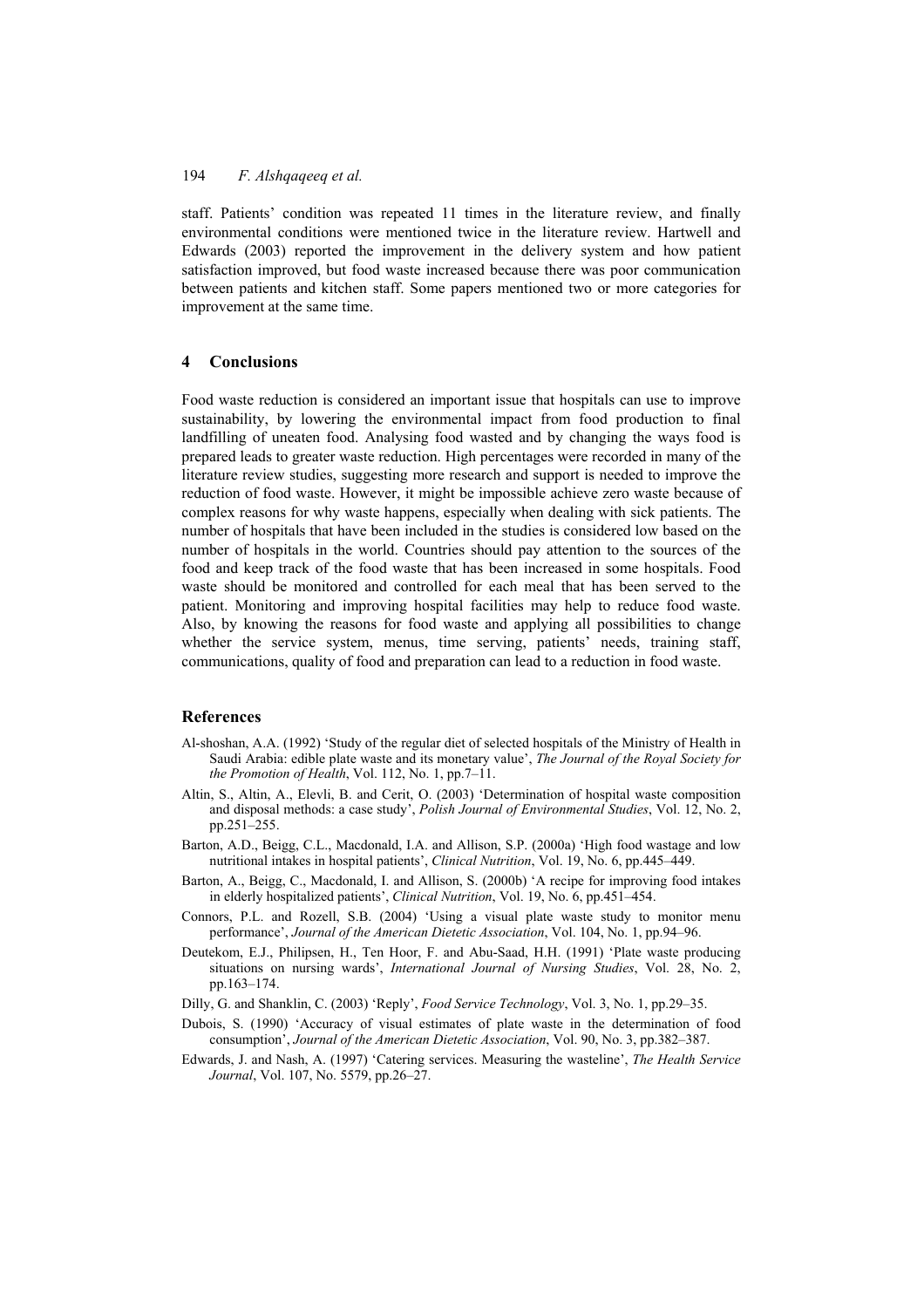staff. Patients' condition was repeated 11 times in the literature review, and finally environmental conditions were mentioned twice in the literature review. Hartwell and Edwards (2003) reported the improvement in the delivery system and how patient satisfaction improved, but food waste increased because there was poor communication between patients and kitchen staff. Some papers mentioned two or more categories for improvement at the same time.

## 4 Conclusions

Food waste reduction is considered an important issue that hospitals can use to improve sustainability, by lowering the environmental impact from food production to final landfilling of uneaten food. Analysing food wasted and by changing the ways food is prepared leads to greater waste reduction. High percentages were recorded in many of the literature review studies, suggesting more research and support is needed to improve the reduction of food waste. However, it might be impossible achieve zero waste because of complex reasons for why waste happens, especially when dealing with sick patients. The number of hospitals that have been included in the studies is considered low based on the number of hospitals in the world. Countries should pay attention to the sources of the food and keep track of the food waste that has been increased in some hospitals. Food waste should be monitored and controlled for each meal that has been served to the patient. Monitoring and improving hospital facilities may help to reduce food waste. Also, by knowing the reasons for food waste and applying all possibilities to change whether the service system, menus, time serving, patients' needs, training staff, communications, quality of food and preparation can lead to a reduction in food waste.

## References

Al-shoshan, A.A. (1992) 'Study of the regular diet of selected hospitals of the Ministry of Health in Saudi Arabia: edible plate waste and its monetary value', *The Journal of the Royal Society for the Promotion of Health*, Vol. 112, No. 1, pp.7–11.

Altin, S., Altin, A., Elevli, B. and Cerit, O. (2003) 'Determination of hospital waste composition and disposal methods: a case study', *Polish Journal of Environmental Studies*, Vol. 12, No. 2, pp.251–255.

Barton, A.D., Beigg, C.L., Macdonald, I.A. and Allison, S.P. (2000a) 'High food wastage and low nutritional intakes in hospital patients', *Clinical Nutrition*, Vol. 19, No. 6, pp.445–449.

Barton, A., Beigg, C., Macdonald, I. and Allison, S. (2000b) 'A recipe for improving food intakes in elderly hospitalized patients', *Clinical Nutrition*, Vol. 19, No. 6, pp.451–454.

Connors, P.L. and Rozell, S.B. (2004) 'Using a visual plate waste study to monitor menu performance', *Journal of the American Dietetic Association*, Vol. 104, No. 1, pp.94–96.

Deutekom, E.J., Philipsen, H., Ten Hoor, F. and Abu-Saad, H.H. (1991) 'Plate waste producing situations on nursing wards', *International Journal of Nursing Studies*, Vol. 28, No. 2, pp.163–174.

Dilly, G. and Shanklin, C. (2003) 'Reply', *Food Service Technology*, Vol. 3, No. 1, pp.29–35.

Dubois, S. (1990) 'Accuracy of visual estimates of plate waste in the determination of food consumption', *Journal of the American Dietetic Association*, Vol. 90, No. 3, pp.382–387.

Edwards, J. and Nash, A. (1997) 'Catering services. Measuring the wasteline', *The Health Service Journal*, Vol. 107, No. 5579, pp.26–27.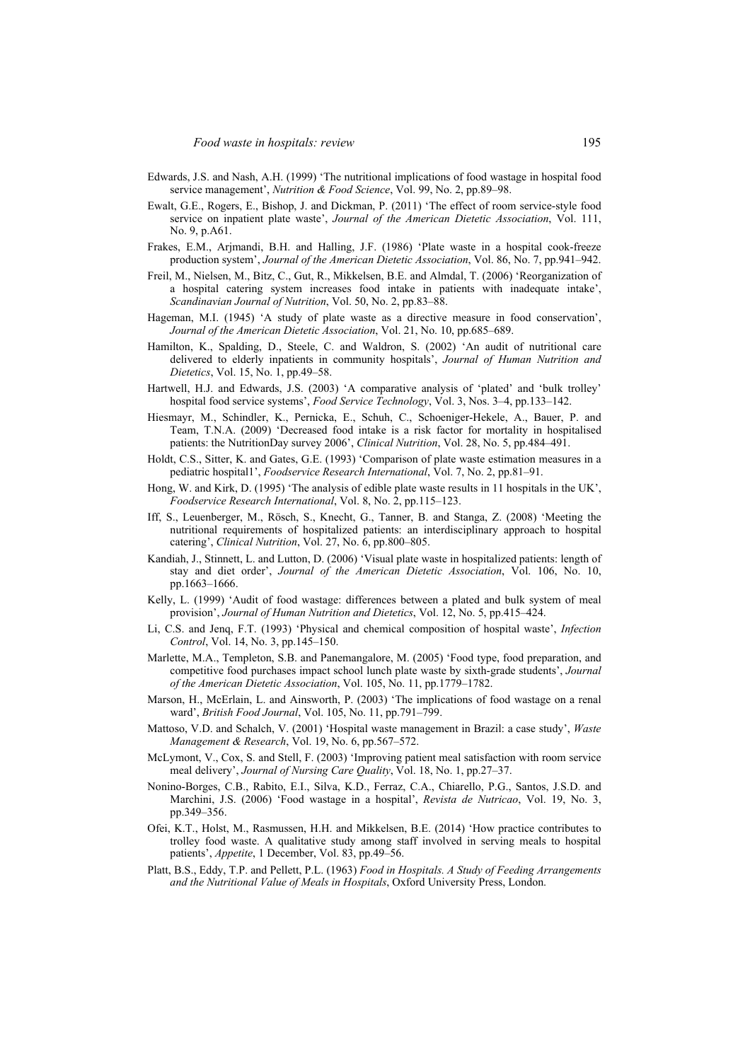Edwards, J.S. and Nash, A.H. (1999) 'The nutritional implications of food wastage in hospital food service management', *Nutrition & Food Science*, Vol. 99, No. 2, pp.89–98.

Ewalt, G.E., Rogers, E., Bishop, J. and Dickman, P. (2011) 'The effect of room service-style food service on inpatient plate waste', *Journal of the American Dietetic Association*, Vol. 111, No. 9, p.A61.

Frakes, E.M., Arjmandi, B.H. and Halling, J.F. (1986) 'Plate waste in a hospital cook-freeze production system', *Journal of the American Dietetic Association*, Vol. 86, No. 7, pp.941–942.

Freil, M., Nielsen, M., Bitz, C., Gut, R., Mikkelsen, B.E. and Almdal, T. (2006) 'Reorganization of a hospital catering system increases food intake in patients with inadequate intake', *Scandinavian Journal of Nutrition*, Vol. 50, No. 2, pp.83–88.

Hageman, M.I. (1945) 'A study of plate waste as a directive measure in food conservation', *Journal of the American Dietetic Association*, Vol. 21, No. 10, pp.685–689.

Hamilton, K., Spalding, D., Steele, C. and Waldron, S. (2002) 'An audit of nutritional care delivered to elderly inpatients in community hospitals', *Journal of Human Nutrition and Dietetics*, Vol. 15, No. 1, pp.49–58.

Hartwell, H.J. and Edwards, J.S. (2003) 'A comparative analysis of 'plated' and 'bulk trolley' hospital food service systems', *Food Service Technology*, Vol. 3, Nos. 3–4, pp.133–142.

Hiesmayr, M., Schindler, K., Pernicka, E., Schuh, C., Schoeniger-Hekele, A., Bauer, P. and Team, T.N.A. (2009) 'Decreased food intake is a risk factor for mortality in hospitalised patients: the NutritionDay survey 2006', *Clinical Nutrition*, Vol. 28, No. 5, pp.484–491.

Holdt, C.S., Sitter, K. and Gates, G.E. (1993) 'Comparison of plate waste estimation measures in a pediatric hospital1', *Foodservice Research International*, Vol. 7, No. 2, pp.81–91.

Hong, W. and Kirk, D. (1995) 'The analysis of edible plate waste results in 11 hospitals in the UK', *Foodservice Research International*, Vol. 8, No. 2, pp.115–123.

Iff, S., Leuenberger, M., Rösch, S., Knecht, G., Tanner, B. and Stanga, Z. (2008) 'Meeting the nutritional requirements of hospitalized patients: an interdisciplinary approach to hospital catering', *Clinical Nutrition*, Vol. 27, No. 6, pp.800–805.

Kandiah, J., Stinnett, L. and Lutton, D. (2006) 'Visual plate waste in hospitalized patients: length of stay and diet order', *Journal of the American Dietetic Association*, Vol. 106, No. 10, pp.1663–1666.

Kelly, L. (1999) 'Audit of food wastage: differences between a plated and bulk system of meal provision', *Journal of Human Nutrition and Dietetics*, Vol. 12, No. 5, pp.415–424.

Li, C.S. and Jenq, F.T. (1993) 'Physical and chemical composition of hospital waste', *Infection Control*, Vol. 14, No. 3, pp.145–150.

Marlette, M.A., Templeton, S.B. and Panemangalore, M. (2005) 'Food type, food preparation, and competitive food purchases impact school lunch plate waste by sixth-grade students', *Journal of the American Dietetic Association*, Vol. 105, No. 11, pp.1779–1782.

Marson, H., McErlain, L. and Ainsworth, P. (2003) 'The implications of food wastage on a renal ward', *British Food Journal*, Vol. 105, No. 11, pp.791–799.

Mattoso, V.D. and Schalch, V. (2001) 'Hospital waste management in Brazil: a case study', *Waste Management & Research*, Vol. 19, No. 6, pp.567–572.

McLymont, V., Cox, S. and Stell, F. (2003) 'Improving patient meal satisfaction with room service meal delivery', *Journal of Nursing Care Quality*, Vol. 18, No. 1, pp.27–37.

Nonino-Borges, C.B., Rabito, E.I., Silva, K.D., Ferraz, C.A., Chiarello, P.G., Santos, J.S.D. and Marchini, J.S. (2006) 'Food wastage in a hospital', *Revista de Nutricao*, Vol. 19, No. 3, pp.349–356.

Ofei, K.T., Holst, M., Rasmussen, H.H. and Mikkelsen, B.E. (2014) 'How practice contributes to trolley food waste. A qualitative study among staff involved in serving meals to hospital patients', *Appetite*, 1 December, Vol. 83, pp.49–56.

Platt, B.S., Eddy, T.P. and Pellett, P.L. (1963) *Food in Hospitals. A Study of Feeding Arrangements and the Nutritional Value of Meals in Hospitals*, Oxford University Press, London.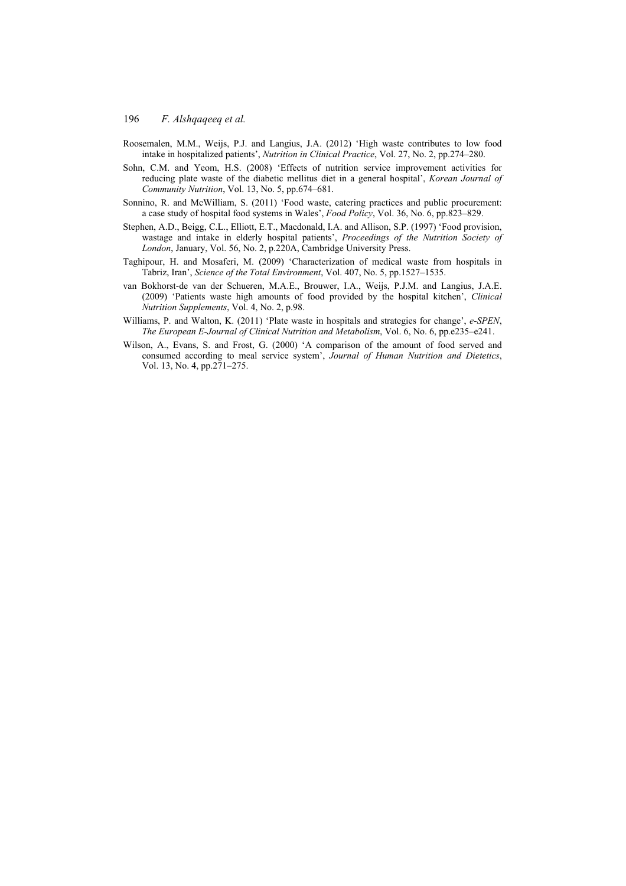Roosemalen, M.M., Weijs, P.J. and Langius, J.A. (2012) 'High waste contributes to low food intake in hospitalized patients', *Nutrition in Clinical Practice*, Vol. 27, No. 2, pp.274–280.

Sohn, C.M. and Yeom, H.S. (2008) 'Effects of nutrition service improvement activities for reducing plate waste of the diabetic mellitus diet in a general hospital', *Korean Journal of Community Nutrition*, Vol. 13, No. 5, pp.674–681.

Sonnino, R. and McWilliam, S. (2011) 'Food waste, catering practices and public procurement: a case study of hospital food systems in Wales', *Food Policy*, Vol. 36, No. 6, pp.823–829.

Stephen, A.D., Beigg, C.L., Elliott, E.T., Macdonald, I.A. and Allison, S.P. (1997) 'Food provision, wastage and intake in elderly hospital patients', *Proceedings of the Nutrition Society of London*, January, Vol. 56, No. 2, p.220A, Cambridge University Press.

Taghipour, H. and Mosaferi, M. (2009) 'Characterization of medical waste from hospitals in Tabriz, Iran', *Science of the Total Environment*, Vol. 407, No. 5, pp.1527–1535.

van Bokhorst-de van der Schueren, M.A.E., Brouwer, I.A., Weijs, P.J.M. and Langius, J.A.E. (2009) 'Patients waste high amounts of food provided by the hospital kitchen', *Clinical Nutrition Supplements*, Vol. 4, No. 2, p.98.

Williams, P. and Walton, K. (2011) 'Plate waste in hospitals and strategies for change', *e-SPEN, The European E-Journal of Clinical Nutrition and Metabolism*, Vol. 6, No. 6, pp.e235–e241.

Wilson, A., Evans, S. and Frost, G. (2000) 'A comparison of the amount of food served and consumed according to meal service system', *Journal of Human Nutrition and Dietetics*, Vol. 13, No. 4, pp.271–275.